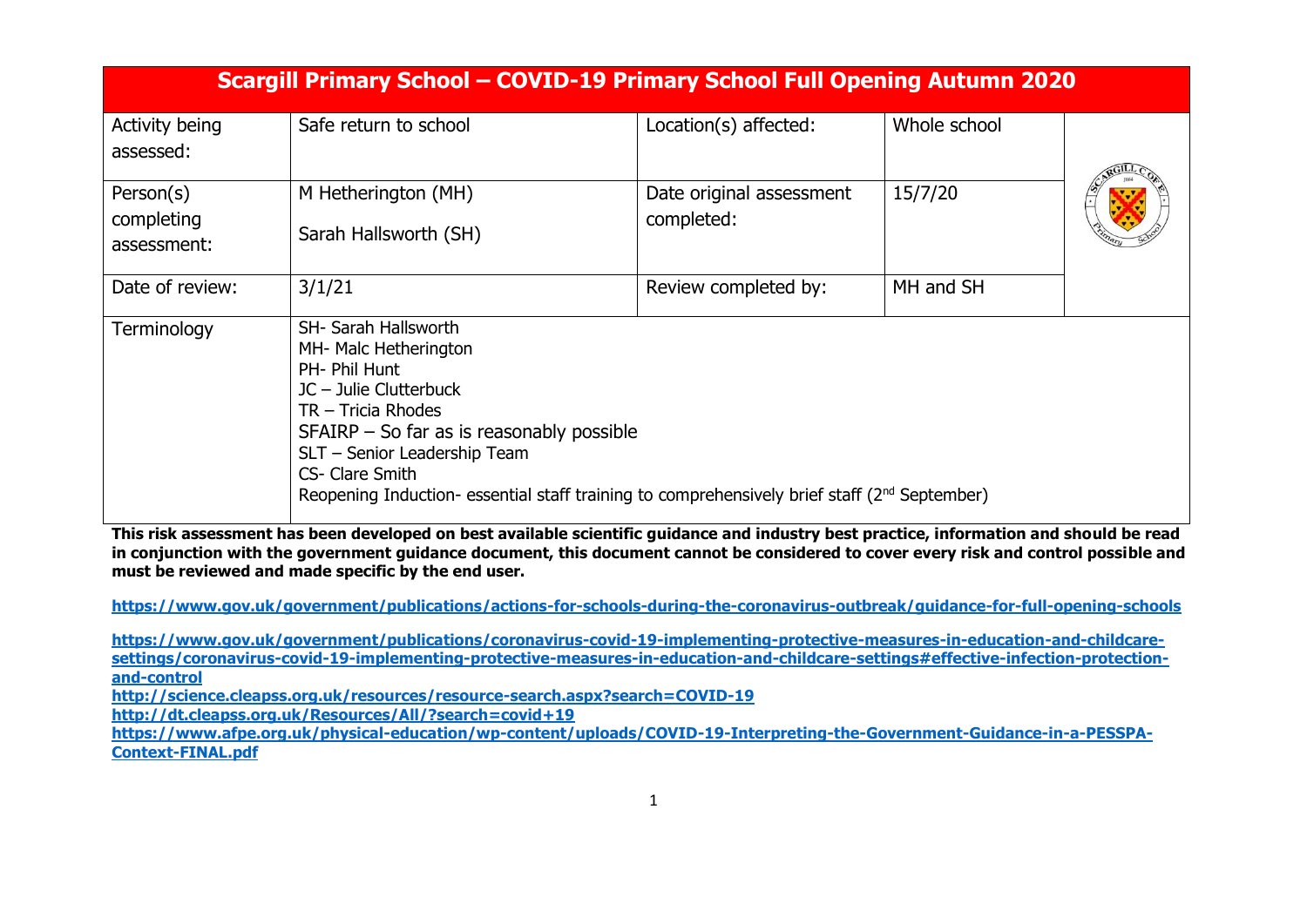| Scargill Primary School – COVID-19 Primary School Full Opening Autumn 2020 | | | | |
|---|---|---|---|---|
| Activity being assessed: | Safe return to school | Location(s) affected: | Whole school | |
| Person(s) completing assessment: | M Hetherington (MH)<br>Sarah Hallsworth (SH) | Date original assessment completed: | 15/7/20 | |
| Date of review: | 3/1/21 | Review completed by: | MH and SH | |
| Terminology | SH- Sarah Hallsworth<br>MH- Malc Hetherington<br>PH- Phil Hunt<br>JC – Julie Clutterbuck<br>TR – Tricia Rhodes<br>SFAIRP – So far as is reasonably possible<br>SLT – Senior Leadership Team<br>CS- Clare Smith<br>Reopening Induction- essential staff training to comprehensively brief staff (2nd September) | | | |

**This risk assessment has been developed on best available scientific guidance and industry best practice, information and should be read in conjunction with the government guidance document, this document cannot be considered to cover every risk and control possible and must be reviewed and made specific by the end user.**

**https://www.gov.uk/government/publications/actions-for-schools-during-the-coronavirus-outbreak/guidance-for-full-opening-schools**

**https://www.gov.uk/government/publications/coronavirus-covid-19-implementing-protective-measures-in-education-and-childcare-settings/coronavirus-covid-19-implementing-protective-measures-in-education-and-childcare-settings#effective-infection-protection-and-control**
**http://science.cleapss.org.uk/resources/resource-search.aspx?search=COVID-19**
**http://dt.cleapss.org.uk/Resources/All/?search=covid+19**
**https://www.afpe.org.uk/physical-education/wp-content/uploads/COVID-19-Interpreting-the-Government-Guidance-in-a-PESSPA-Context-FINAL.pdf**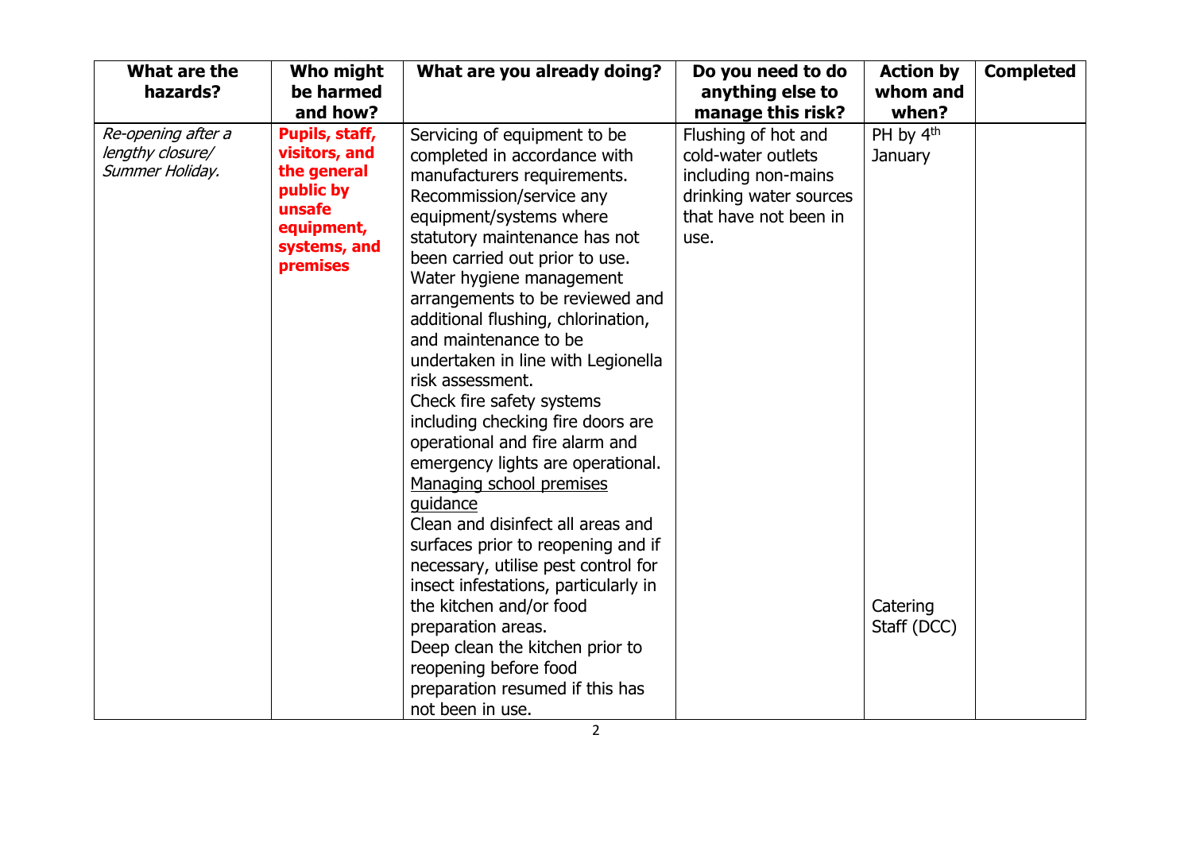| What are the hazards? | Who might be harmed and how? | What are you already doing? | Do you need to do anything else to manage this risk? | Action by whom and when? | Completed |
|---|---|---|---|---|---|
| *Re-opening after a lengthy closure/ Summer Holiday.* | **Pupils, staff, visitors, and the general public by unsafe equipment, systems, and premises** | Servicing of equipment to be completed in accordance with manufacturers requirements.<br>Recommission/service any equipment/systems where statutory maintenance has not been carried out prior to use.<br>Water hygiene management arrangements to be reviewed and additional flushing, chlorination, and maintenance to be undertaken in line with Legionella risk assessment.<br>Check fire safety systems including checking fire doors are operational and fire alarm and emergency lights are operational.<br>Managing school premises guidance<br>Clean and disinfect all areas and surfaces prior to reopening and if necessary, utilise pest control for insect infestations, particularly in the kitchen and/or food preparation areas.<br>Deep clean the kitchen prior to reopening before food preparation resumed if this has not been in use. | Flushing of hot and cold-water outlets including non-mains drinking water sources that have not been in use. | PH by 4th January<br><br>Catering Staff (DCC) | |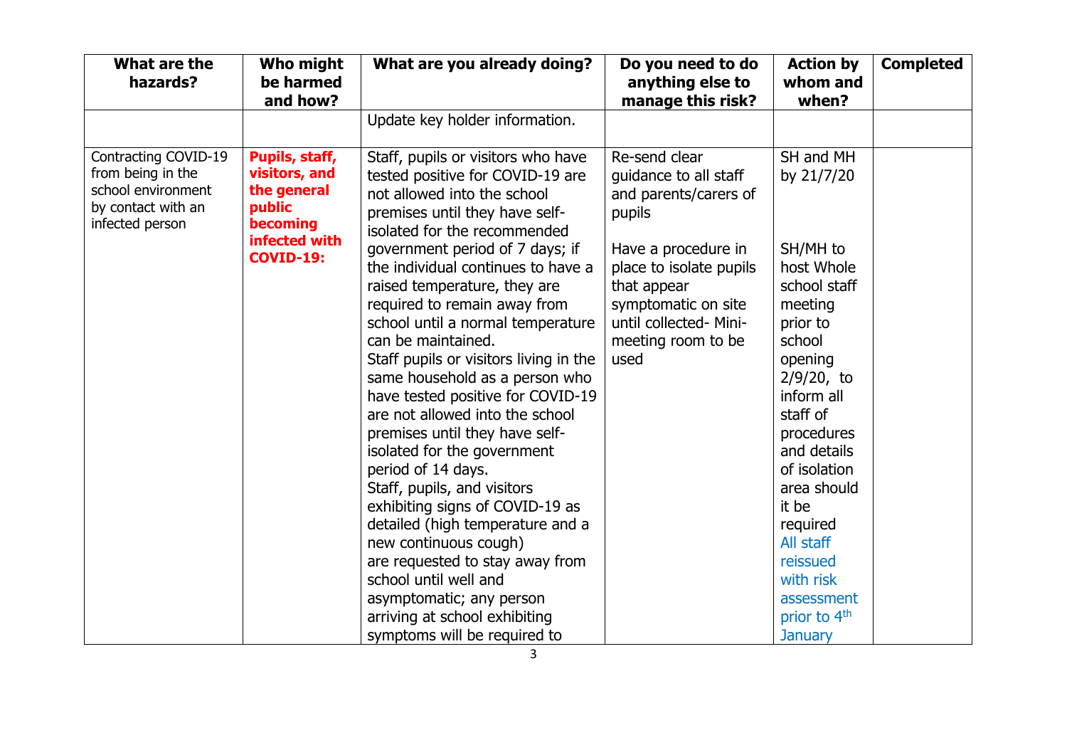| What are the hazards? | Who might be harmed and how? | What are you already doing? | Do you need to do anything else to manage this risk? | Action by whom and when? | Completed |
|---|---|---|---|---|---|
| | | Update key holder information. | | | |
| Contracting COVID-19 from being in the school environment by contact with an infected person | **Pupils, staff, visitors, and the general public becoming infected with COVID-19:** | Staff, pupils or visitors who have tested positive for COVID-19 are not allowed into the school premises until they have self-isolated for the recommended government period of 7 days; if the individual continues to have a raised temperature, they are required to remain away from school until a normal temperature can be maintained.<br>Staff pupils or visitors living in the same household as a person who have tested positive for COVID-19 are not allowed into the school premises until they have self-isolated for the government period of 14 days.<br>Staff, pupils, and visitors exhibiting signs of COVID-19 as detailed (high temperature and a new continuous cough) are requested to stay away from school until well and asymptomatic; any person arriving at school exhibiting symptoms will be required to | Re-send clear guidance to all staff and parents/carers of pupils<br><br>Have a procedure in place to isolate pupils that appear symptomatic on site until collected- Mini-meeting room to be used | SH and MH by 21/7/20<br><br>SH/MH to host Whole school staff meeting prior to school opening 2/9/20, to inform all staff of procedures and details of isolation area should it be required<br>All staff reissued with risk assessment prior to 4th January | |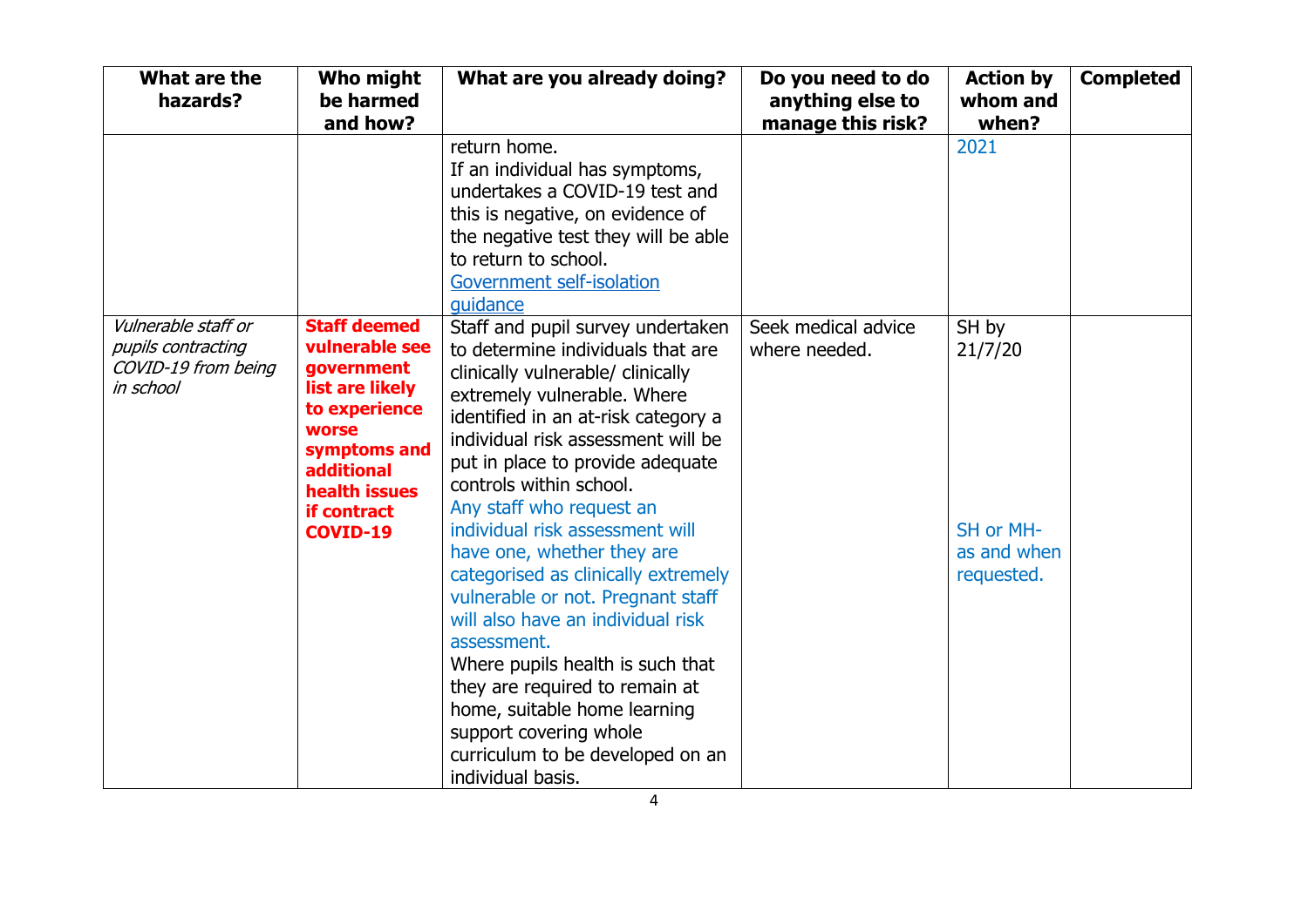| What are the hazards? | Who might be harmed and how? | What are you already doing? | Do you need to do anything else to manage this risk? | Action by whom and when? | Completed |
|---|---|---|---|---|---|
| | | return home.<br>If an individual has symptoms, undertakes a COVID-19 test and this is negative, on evidence of the negative test they will be able to return to school.<br>Government self-isolation guidance | | 2021 | |
| *Vulnerable staff or pupils contracting COVID-19 from being in school* | **Staff deemed vulnerable see government list are likely to experience worse symptoms and additional health issues if contract COVID-19** | Staff and pupil survey undertaken to determine individuals that are clinically vulnerable/ clinically extremely vulnerable. Where identified in an at-risk category a individual risk assessment will be put in place to provide adequate controls within school.<br>Any staff who request an individual risk assessment will have one, whether they are categorised as clinically extremely vulnerable or not. Pregnant staff will also have an individual risk assessment.<br>Where pupils health is such that they are required to remain at home, suitable home learning support covering whole curriculum to be developed on an individual basis. | Seek medical advice where needed. | SH by 21/7/20<br><br>SH or MH- as and when requested. | |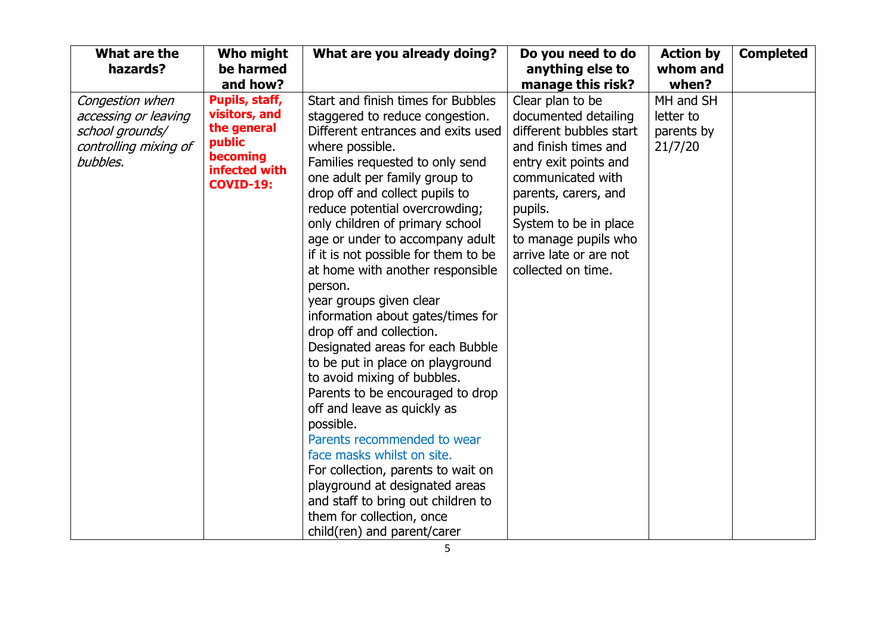| What are the hazards? | Who might be harmed and how? | What are you already doing? | Do you need to do anything else to manage this risk? | Action by whom and when? | Completed |
| --- | --- | --- | --- | --- | --- |
| *Congestion when accessing or leaving school grounds/ controlling mixing of bubbles.* | **Pupils, staff, visitors, and the general public becoming infected with COVID-19:** | Start and finish times for Bubbles staggered to reduce congestion. Different entrances and exits used where possible. Families requested to only send one adult per family group to drop off and collect pupils to reduce potential overcrowding; only children of primary school age or under to accompany adult if it is not possible for them to be at home with another responsible person. year groups given clear information about gates/times for drop off and collection. Designated areas for each Bubble to be put in place on playground to avoid mixing of bubbles. Parents to be encouraged to drop off and leave as quickly as possible. Parents recommended to wear face masks whilst on site. For collection, parents to wait on playground at designated areas and staff to bring out children to them for collection, once child(ren) and parent/carer | Clear plan to be documented detailing different bubbles start and finish times and entry exit points and communicated with parents, carers, and pupils. System to be in place to manage pupils who arrive late or are not collected on time. | MH and SH letter to parents by 21/7/20 | |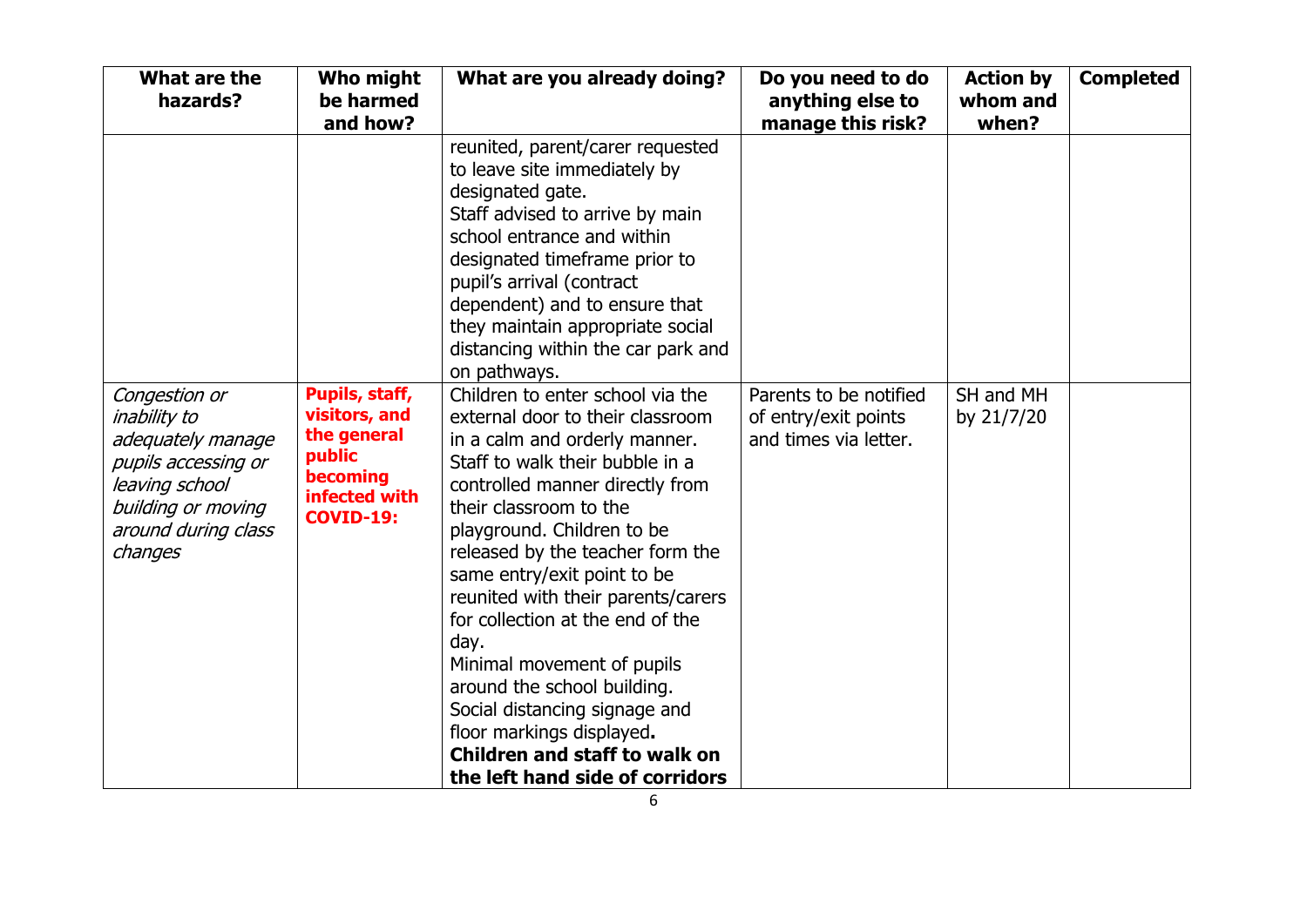| What are the hazards? | Who might be harmed and how? | What are you already doing? | Do you need to do anything else to manage this risk? | Action by whom and when? | Completed |
|---|---|---|---|---|---|
| | | reunited, parent/carer requested to leave site immediately by designated gate. Staff advised to arrive by main school entrance and within designated timeframe prior to pupil's arrival (contract dependent) and to ensure that they maintain appropriate social distancing within the car park and on pathways. | | | |
| *Congestion or inability to adequately manage pupils accessing or leaving school building or moving around during class changes* | **Pupils, staff, visitors, and the general public becoming infected with COVID-19:** | Children to enter school via the external door to their classroom in a calm and orderly manner. Staff to walk their bubble in a controlled manner directly from their classroom to the playground. Children to be released by the teacher form the same entry/exit point to be reunited with their parents/carers for collection at the end of the day. Minimal movement of pupils around the school building. Social distancing signage and floor markings displayed**.** **Children and staff to walk on the left hand side of corridors** | Parents to be notified of entry/exit points and times via letter. | SH and MH by 21/7/20 | |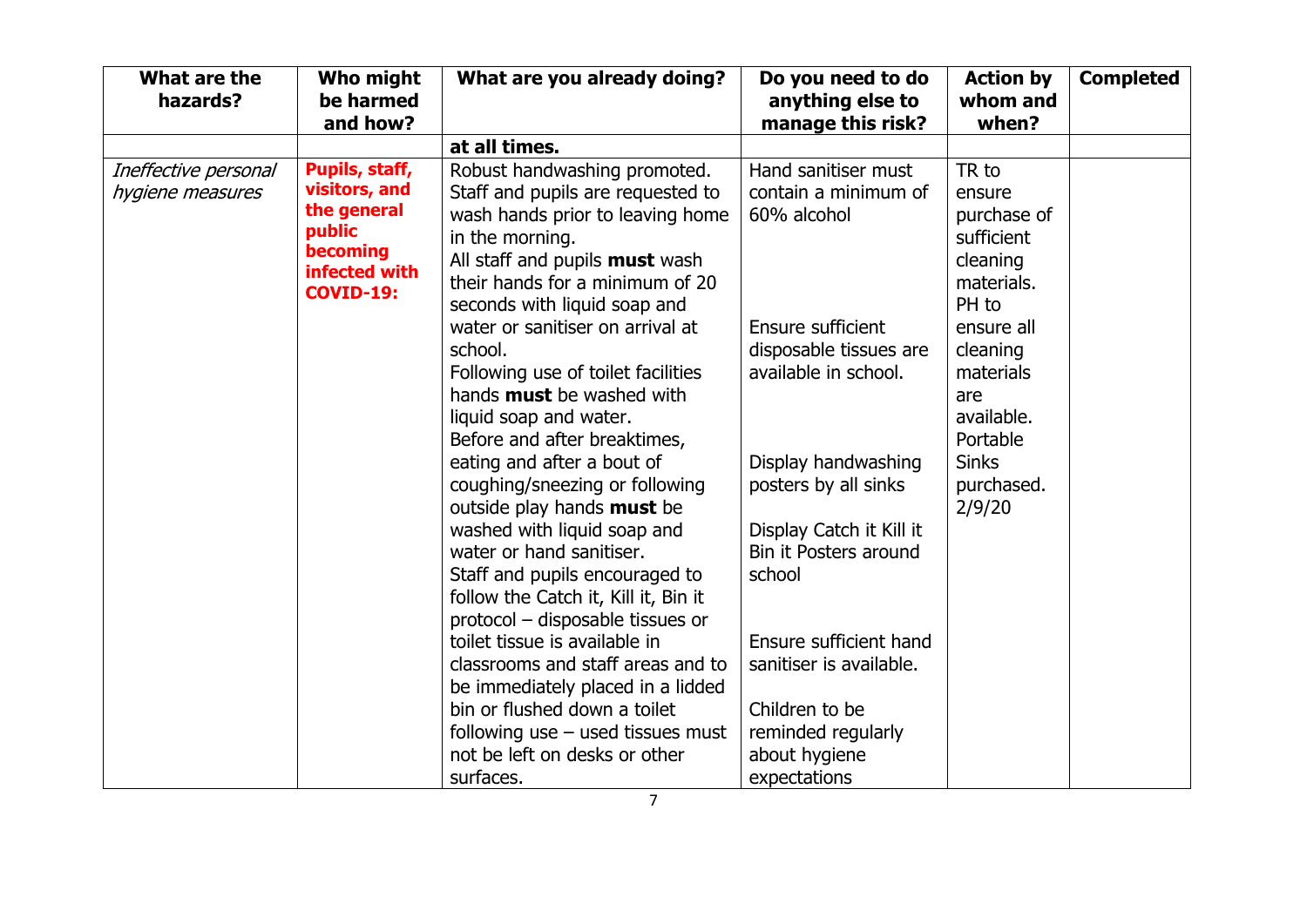| What are the hazards? | Who might be harmed and how? | What are you already doing? | Do you need to do anything else to manage this risk? | Action by whom and when? | Completed |
|---|---|---|---|---|---|
| | | **at all times.** | | | |
| *Ineffective personal hygiene measures* | **Pupils, staff, visitors, and the general public becoming infected with COVID-19:** | Robust handwashing promoted. Staff and pupils are requested to wash hands prior to leaving home in the morning. All staff and pupils **must** wash their hands for a minimum of 20 seconds with liquid soap and water or sanitiser on arrival at school. Following use of toilet facilities hands **must** be washed with liquid soap and water. Before and after breaktimes, eating and after a bout of coughing/sneezing or following outside play hands **must** be washed with liquid soap and water or hand sanitiser. Staff and pupils encouraged to follow the Catch it, Kill it, Bin it protocol – disposable tissues or toilet tissue is available in classrooms and staff areas and to be immediately placed in a lidded bin or flushed down a toilet following use – used tissues must not be left on desks or other surfaces. | Hand sanitiser must contain a minimum of 60% alcohol<br><br>Ensure sufficient disposable tissues are available in school.<br><br>Display handwashing posters by all sinks<br><br>Display Catch it Kill it Bin it Posters around school<br><br>Ensure sufficient hand sanitiser is available.<br><br>Children to be reminded regularly about hygiene expectations | TR to ensure purchase of sufficient cleaning materials. PH to ensure all cleaning materials are available. Portable Sinks purchased. 2/9/20 | |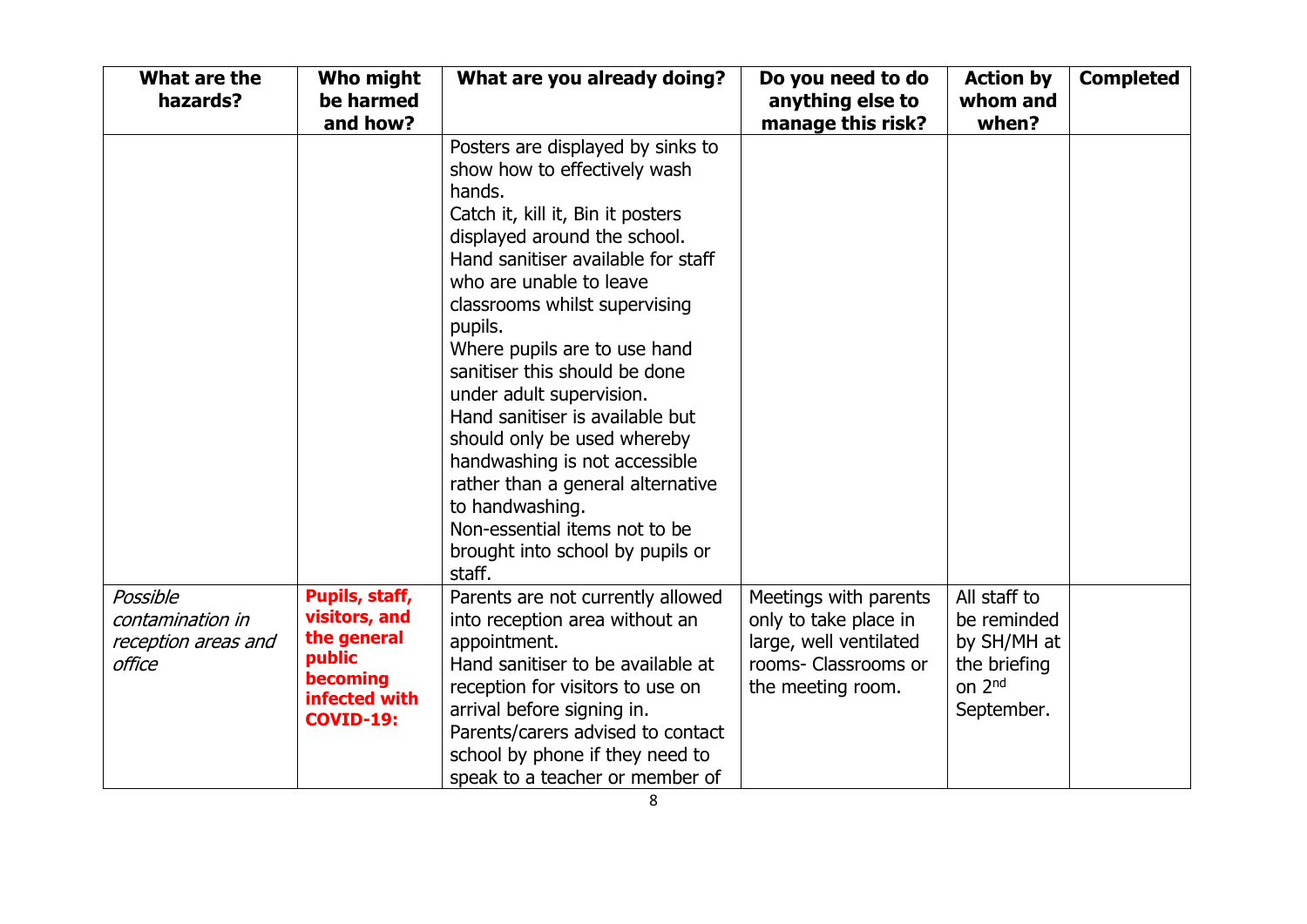| What are the hazards? | Who might be harmed and how? | What are you already doing? | Do you need to do anything else to manage this risk? | Action by whom and when? | Completed |
|---|---|---|---|---|---|
| | | Posters are displayed by sinks to show how to effectively wash hands.<br>Catch it, kill it, Bin it posters displayed around the school.<br>Hand sanitiser available for staff who are unable to leave classrooms whilst supervising pupils.<br>Where pupils are to use hand sanitiser this should be done under adult supervision.<br>Hand sanitiser is available but should only be used whereby handwashing is not accessible rather than a general alternative to handwashing.<br>Non-essential items not to be brought into school by pupils or staff. | | | |
| *Possible contamination in reception areas and office* | **Pupils, staff, visitors, and the general public becoming infected with COVID-19:** | Parents are not currently allowed into reception area without an appointment.<br>Hand sanitiser to be available at reception for visitors to use on arrival before signing in.<br>Parents/carers advised to contact school by phone if they need to speak to a teacher or member of | Meetings with parents only to take place in large, well ventilated rooms- Classrooms or the meeting room. | All staff to be reminded by SH/MH at the briefing on 2nd September. | |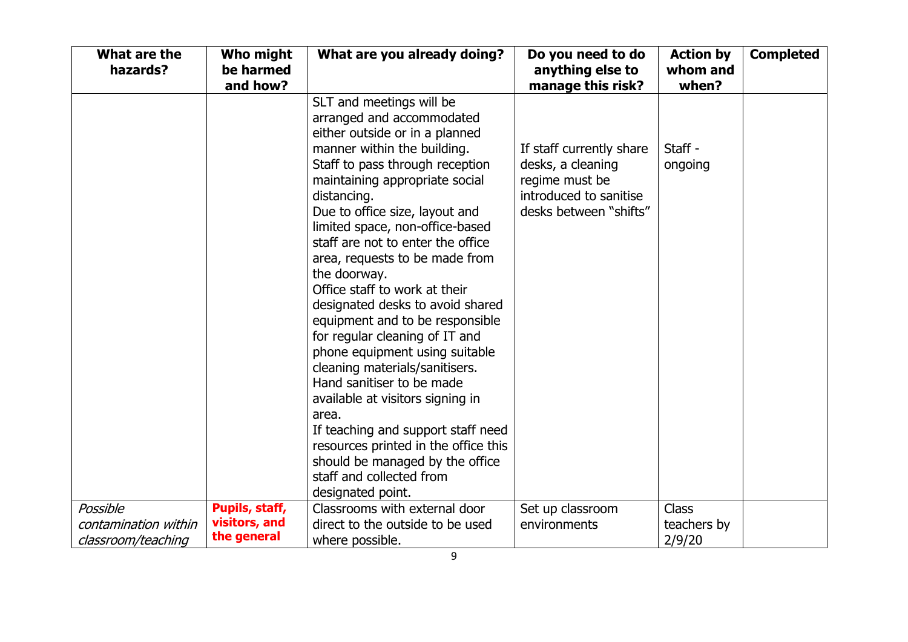| What are the hazards? | Who might be harmed and how? | What are you already doing? | Do you need to do anything else to manage this risk? | Action by whom and when? | Completed |
|---|---|---|---|---|---|
| | | SLT and meetings will be arranged and accommodated either outside or in a planned manner within the building.<br>Staff to pass through reception maintaining appropriate social distancing.<br>Due to office size, layout and limited space, non-office-based staff are not to enter the office area, requests to be made from the doorway.<br>Office staff to work at their designated desks to avoid shared equipment and to be responsible for regular cleaning of IT and phone equipment using suitable cleaning materials/sanitisers.<br>Hand sanitiser to be made available at visitors signing in area.<br>If teaching and support staff need resources printed in the office this should be managed by the office staff and collected from designated point. | If staff currently share desks, a cleaning regime must be introduced to sanitise desks between "shifts" | Staff - ongoing | |
| *Possible contamination within classroom/teaching* | **Pupils, staff, visitors, and the general** | Classrooms with external door direct to the outside to be used where possible. | Set up classroom environments | Class teachers by 2/9/20 | |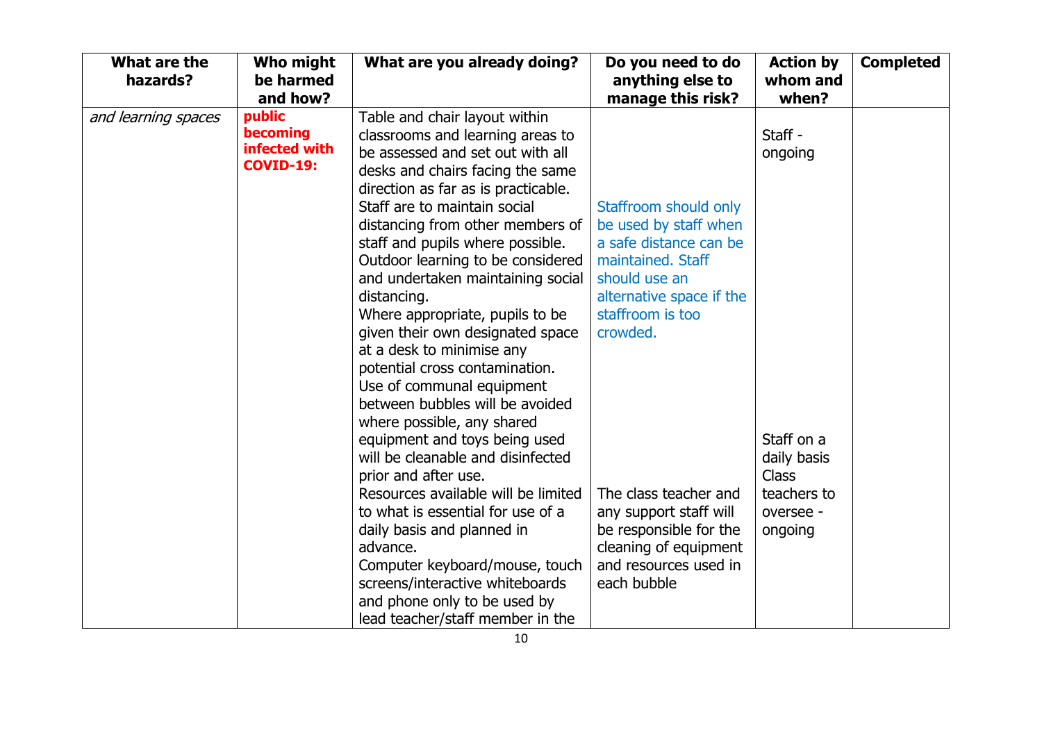| What are the hazards? | Who might be harmed and how? | What are you already doing? | Do you need to do anything else to manage this risk? | Action by whom and when? | Completed |
|---|---|---|---|---|---|
| *and learning spaces* | **public becoming infected with COVID-19:** | Table and chair layout within classrooms and learning areas to be assessed and set out with all desks and chairs facing the same direction as far as is practicable.<br>Staff are to maintain social distancing from other members of staff and pupils where possible.<br>Outdoor learning to be considered and undertaken maintaining social distancing.<br>Where appropriate, pupils to be given their own designated space at a desk to minimise any potential cross contamination.<br>Use of communal equipment between bubbles will be avoided where possible, any shared equipment and toys being used will be cleanable and disinfected prior and after use.<br>Resources available will be limited to what is essential for use of a daily basis and planned in advance.<br>Computer keyboard/mouse, touch screens/interactive whiteboards and phone only to be used by lead teacher/staff member in the | Staffroom should only be used by staff when a safe distance can be maintained. Staff should use an alternative space if the staffroom is too crowded.<br>The class teacher and any support staff will be responsible for the cleaning of equipment and resources used in each bubble | Staff - ongoing<br>Staff on a daily basis<br>Class teachers to oversee - ongoing | |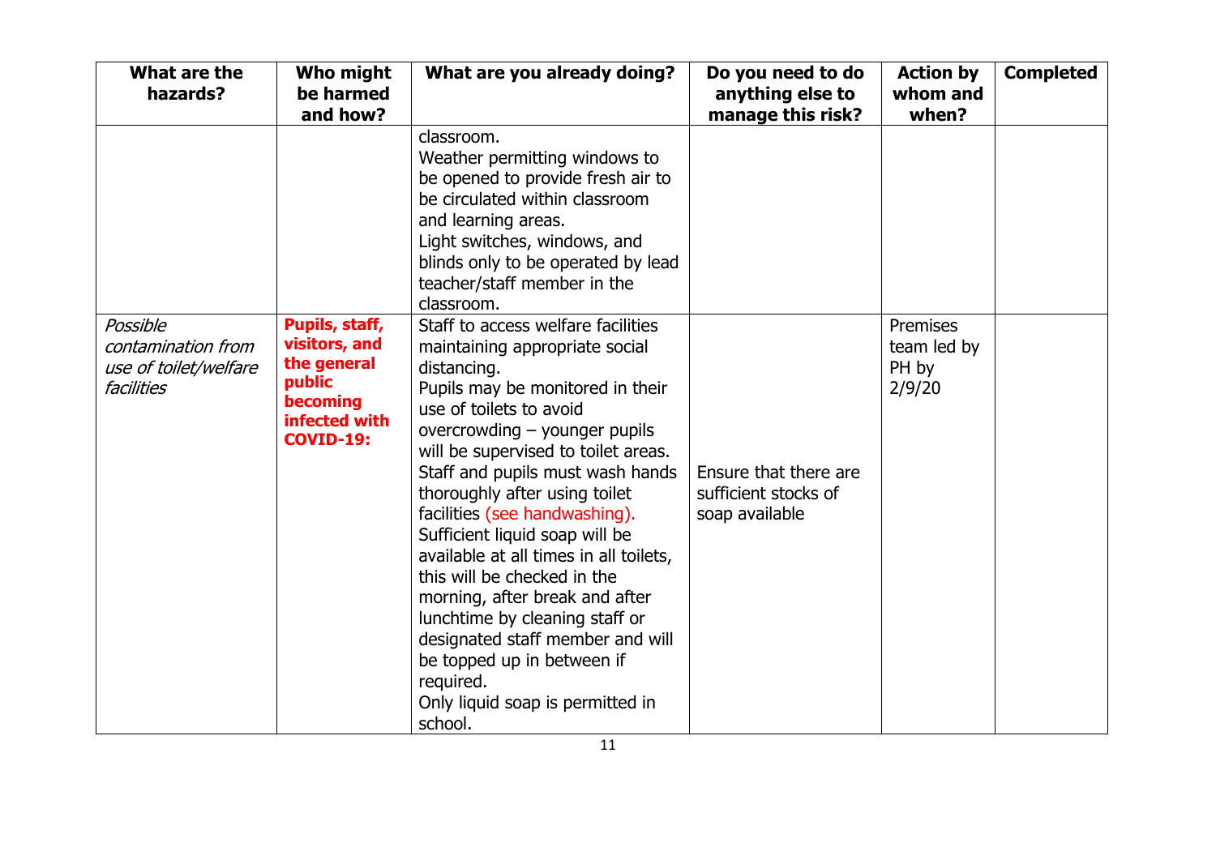| What are the hazards? | Who might be harmed and how? | What are you already doing? | Do you need to do anything else to manage this risk? | Action by whom and when? | Completed |
|---|---|---|---|---|---|
| | | classroom.<br>Weather permitting windows to be opened to provide fresh air to be circulated within classroom and learning areas.<br>Light switches, windows, and blinds only to be operated by lead teacher/staff member in the classroom. | | | |
| *Possible contamination from use of toilet/welfare facilities* | **Pupils, staff, visitors, and the general public becoming infected with COVID-19:** | Staff to access welfare facilities maintaining appropriate social distancing.<br>Pupils may be monitored in their use of toilets to avoid overcrowding – younger pupils will be supervised to toilet areas.<br>Staff and pupils must wash hands thoroughly after using toilet facilities (see handwashing).<br>Sufficient liquid soap will be available at all times in all toilets, this will be checked in the morning, after break and after lunchtime by cleaning staff or designated staff member and will be topped up in between if required.<br>Only liquid soap is permitted in school. | Ensure that there are sufficient stocks of soap available | Premises team led by PH by 2/9/20 | |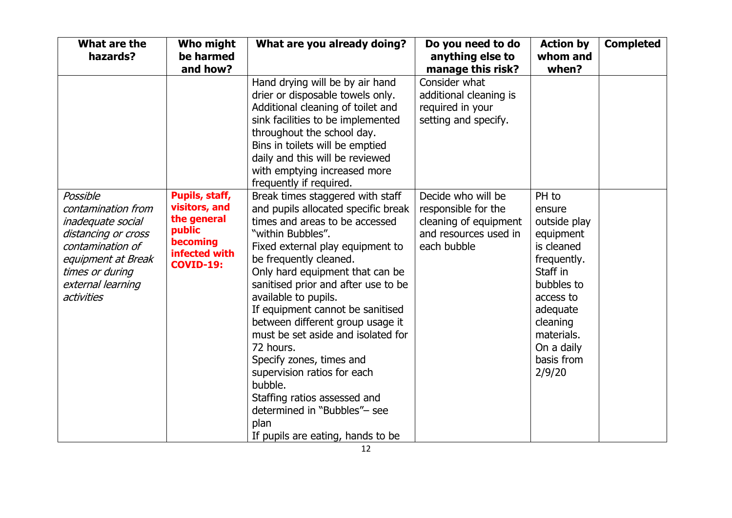| What are the hazards? | Who might be harmed and how? | What are you already doing? | Do you need to do anything else to manage this risk? | Action by whom and when? | Completed |
|---|---|---|---|---|---|
| | | Hand drying will be by air hand drier or disposable towels only.<br>Additional cleaning of toilet and sink facilities to be implemented throughout the school day.<br>Bins in toilets will be emptied daily and this will be reviewed with emptying increased more frequently if required. | Consider what additional cleaning is required in your setting and specify. | | |
| *Possible contamination from inadequate social distancing or cross contamination of equipment at Break times or during external learning activities* | **Pupils, staff, visitors, and the general public becoming infected with COVID-19:** | Break times staggered with staff and pupils allocated specific break times and areas to be accessed "within Bubbles".<br>Fixed external play equipment to be frequently cleaned.<br>Only hard equipment that can be sanitised prior and after use to be available to pupils.<br>If equipment cannot be sanitised between different group usage it must be set aside and isolated for 72 hours.<br>Specify zones, times and supervision ratios for each bubble.<br>Staffing ratios assessed and determined in "Bubbles"– see plan<br>If pupils are eating, hands to be | Decide who will be responsible for the cleaning of equipment and resources used in each bubble | PH to ensure outside play equipment is cleaned frequently.<br>Staff in bubbles to access to adequate cleaning materials.<br>On a daily basis from 2/9/20 | |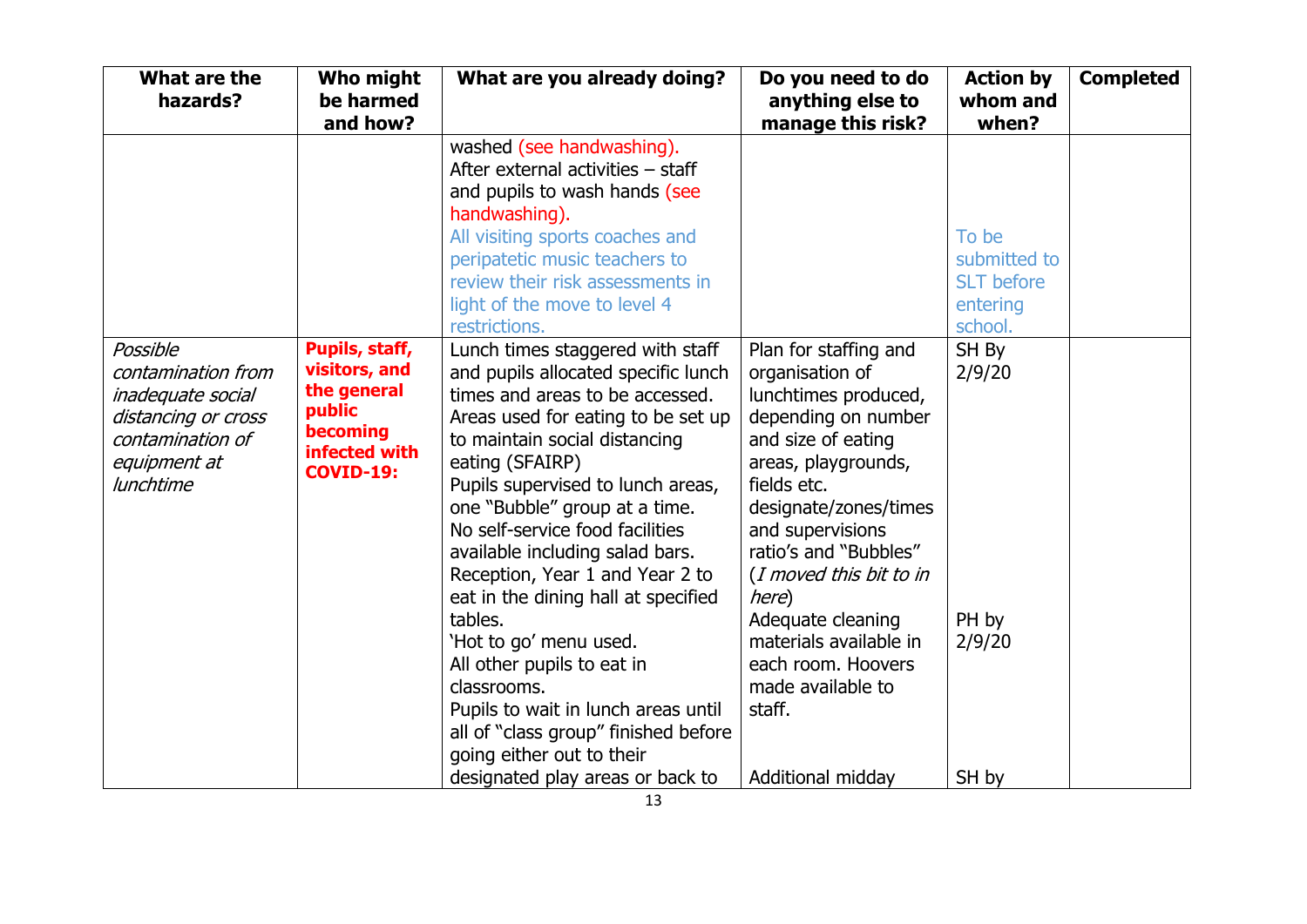| What are the hazards? | Who might be harmed and how? | What are you already doing? | Do you need to do anything else to manage this risk? | Action by whom and when? | Completed |
|---|---|---|---|---|---|
| | | washed (see handwashing).<br>After external activities – staff and pupils to wash hands (see handwashing).<br>All visiting sports coaches and peripatetic music teachers to review their risk assessments in light of the move to level 4 restrictions. | | To be submitted to SLT before entering school. | |
| *Possible contamination from inadequate social distancing or cross contamination of equipment at lunchtime* | **Pupils, staff, visitors, and the general public becoming infected with COVID-19:** | Lunch times staggered with staff and pupils allocated specific lunch times and areas to be accessed.<br>Areas used for eating to be set up to maintain social distancing eating (SFAIRP)<br>Pupils supervised to lunch areas, one "Bubble" group at a time.<br>No self-service food facilities available including salad bars.<br>Reception, Year 1 and Year 2 to eat in the dining hall at specified tables.<br>'Hot to go' menu used.<br>All other pupils to eat in classrooms.<br>Pupils to wait in lunch areas until all of "class group" finished before going either out to their designated play areas or back to | Plan for staffing and organisation of lunchtimes produced, depending on number and size of eating areas, playgrounds, fields etc. designate/zones/times and supervisions ratio's and "Bubbles" (*I moved this bit to in here*)<br>Adequate cleaning materials available in each room. Hoovers made available to staff.<br><br>Additional midday | SH By 2/9/20<br><br>PH by 2/9/20<br><br>SH by | |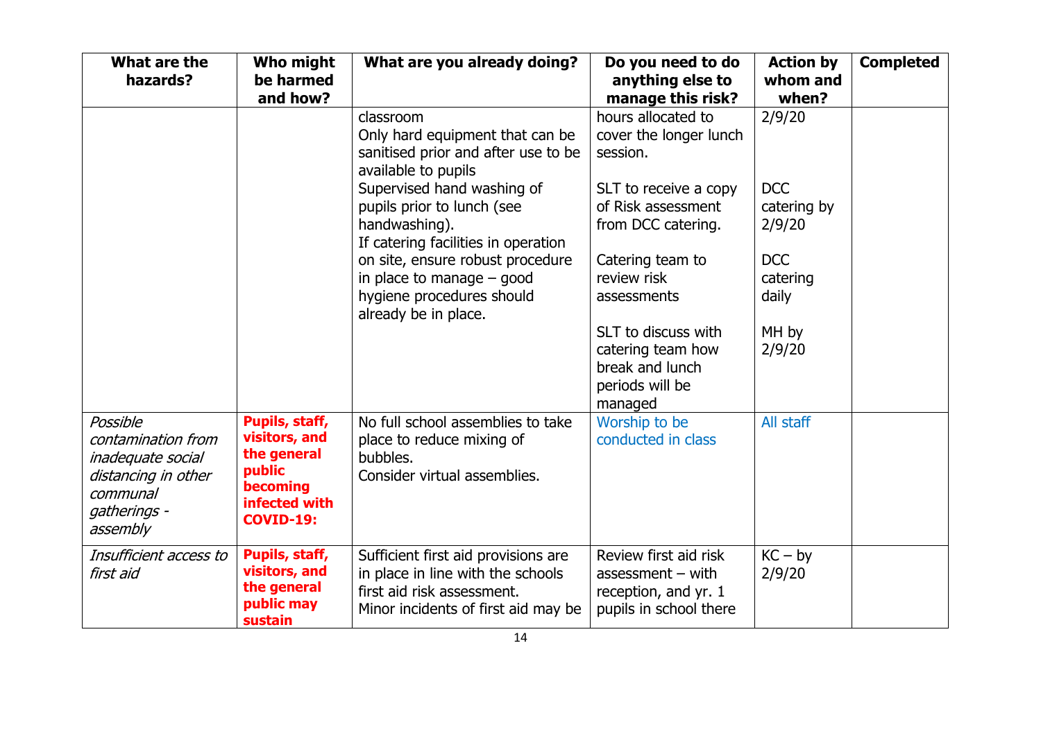| What are the hazards? | Who might be harmed and how? | What are you already doing? | Do you need to do anything else to manage this risk? | Action by whom and when? | Completed |
|---|---|---|---|---|---|
| | | classroom<br>Only hard equipment that can be sanitised prior and after use to be available to pupils<br>Supervised hand washing of pupils prior to lunch (see handwashing).<br>If catering facilities in operation on site, ensure robust procedure in place to manage – good hygiene procedures should already be in place. | hours allocated to cover the longer lunch session.<br><br>SLT to receive a copy of Risk assessment from DCC catering.<br><br>Catering team to review risk assessments<br><br>SLT to discuss with catering team how break and lunch periods will be managed | 2/9/20<br><br>DCC catering by 2/9/20<br><br>DCC catering daily<br><br>MH by 2/9/20 | |
| *Possible contamination from inadequate social distancing in other communal gatherings - assembly* | **Pupils, staff, visitors, and the general public becoming infected with COVID-19:** | No full school assemblies to take place to reduce mixing of bubbles.<br>Consider virtual assemblies. | Worship to be conducted in class | All staff | |
| *Insufficient access to first aid* | **Pupils, staff, visitors, and the general public may sustain** | Sufficient first aid provisions are in place in line with the schools first aid risk assessment.<br>Minor incidents of first aid may be | Review first aid risk assessment – with reception, and yr. 1 pupils in school there | KC – by 2/9/20 | |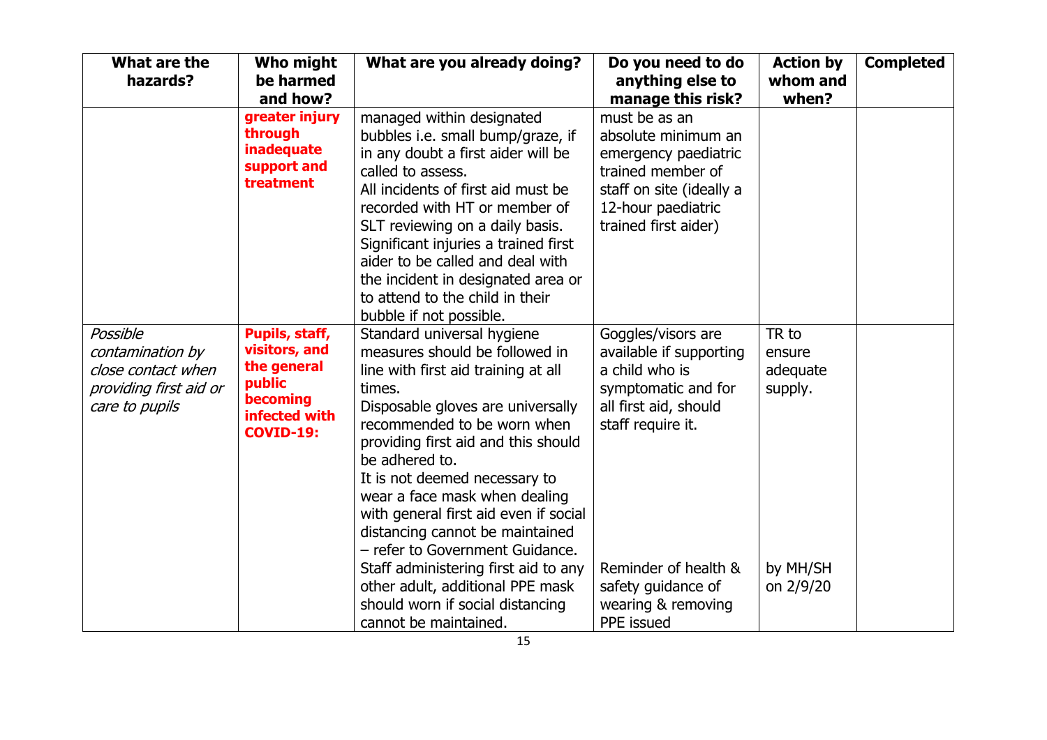| What are the hazards? | Who might be harmed and how? | What are you already doing? | Do you need to do anything else to manage this risk? | Action by whom and when? | Completed |
|---|---|---|---|---|---|
| | **greater injury through inadequate support and treatment** | managed within designated bubbles i.e. small bump/graze, if in any doubt a first aider will be called to assess.<br>All incidents of first aid must be recorded with HT or member of SLT reviewing on a daily basis.<br>Significant injuries a trained first aider to be called and deal with the incident in designated area or to attend to the child in their bubble if not possible. | must be as an absolute minimum an emergency paediatric trained member of staff on site (ideally a 12-hour paediatric trained first aider) | | |
| *Possible contamination by close contact when providing first aid or care to pupils* | **Pupils, staff, visitors, and the general public becoming infected with COVID-19:** | Standard universal hygiene measures should be followed in line with first aid training at all times.<br>Disposable gloves are universally recommended to be worn when providing first aid and this should be adhered to.<br>It is not deemed necessary to wear a face mask when dealing with general first aid even if social distancing cannot be maintained – refer to Government Guidance.<br>Staff administering first aid to any other adult, additional PPE mask should worn if social distancing cannot be maintained. | Goggles/visors are available if supporting a child who is symptomatic and for all first aid, should staff require it.<br><br>Reminder of health & safety guidance of wearing & removing PPE issued | TR to ensure adequate supply.<br><br>by MH/SH on 2/9/20 | |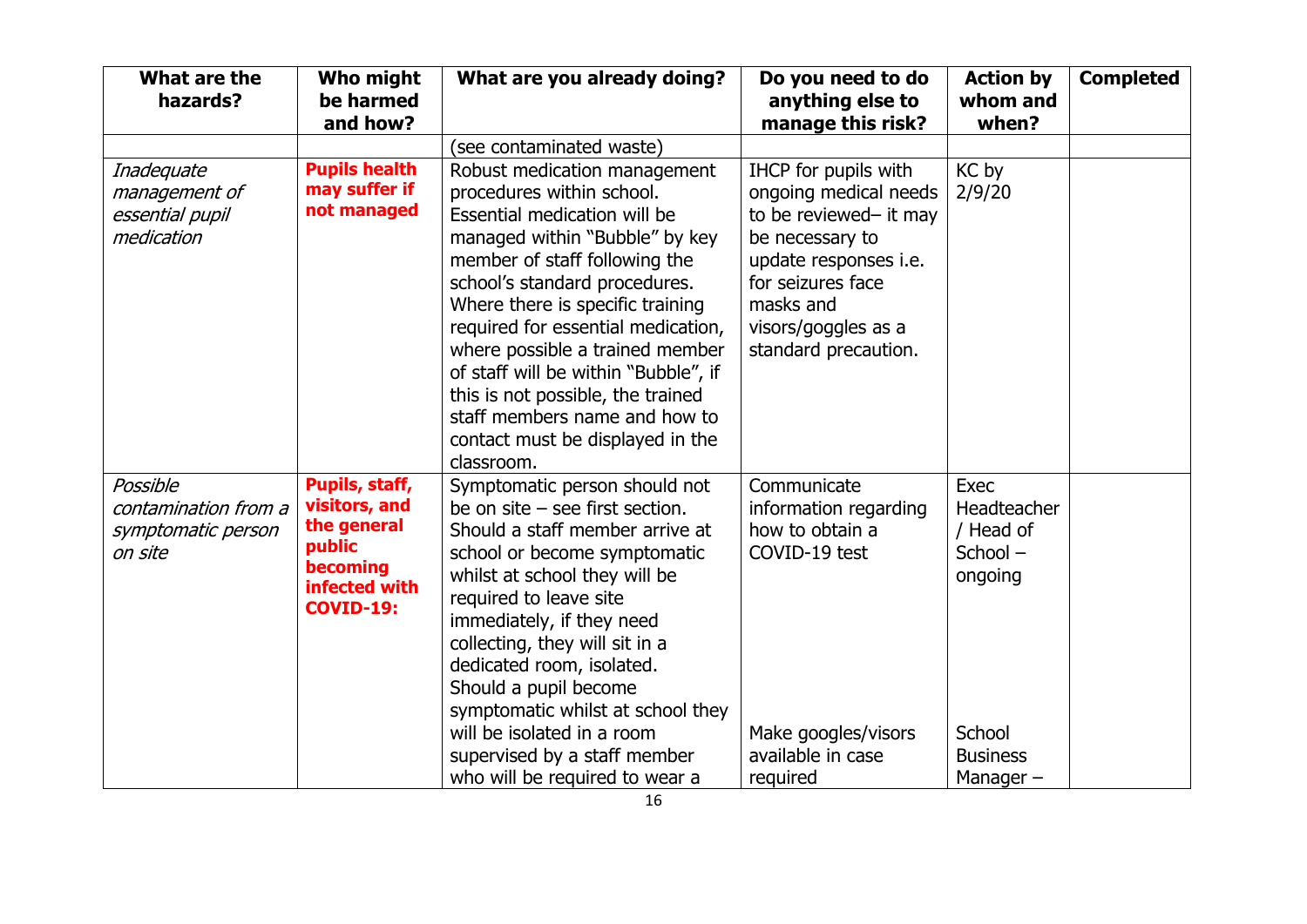| What are the hazards? | Who might be harmed and how? | What are you already doing? | Do you need to do anything else to manage this risk? | Action by whom and when? | Completed |
|---|---|---|---|---|---|
| | | (see contaminated waste) | | | |
| *Inadequate management of essential pupil medication* | **Pupils health may suffer if not managed** | Robust medication management procedures within school. Essential medication will be managed within "Bubble" by key member of staff following the school's standard procedures. Where there is specific training required for essential medication, where possible a trained member of staff will be within "Bubble", if this is not possible, the trained staff members name and how to contact must be displayed in the classroom. | IHCP for pupils with ongoing medical needs to be reviewed– it may be necessary to update responses i.e. for seizures face masks and visors/goggles as a standard precaution. | KC by 2/9/20 | |
| *Possible contamination from a symptomatic person on site* | **Pupils, staff, visitors, and the general public becoming infected with COVID-19:** | Symptomatic person should not be on site – see first section. Should a staff member arrive at school or become symptomatic whilst at school they will be required to leave site immediately, if they need collecting, they will sit in a dedicated room, isolated. Should a pupil become symptomatic whilst at school they will be isolated in a room supervised by a staff member who will be required to wear a | Communicate information regarding how to obtain a COVID-19 test<br><br>Make googles/visors available in case required | Exec Headteacher / Head of School – ongoing<br><br>School Business Manager – | |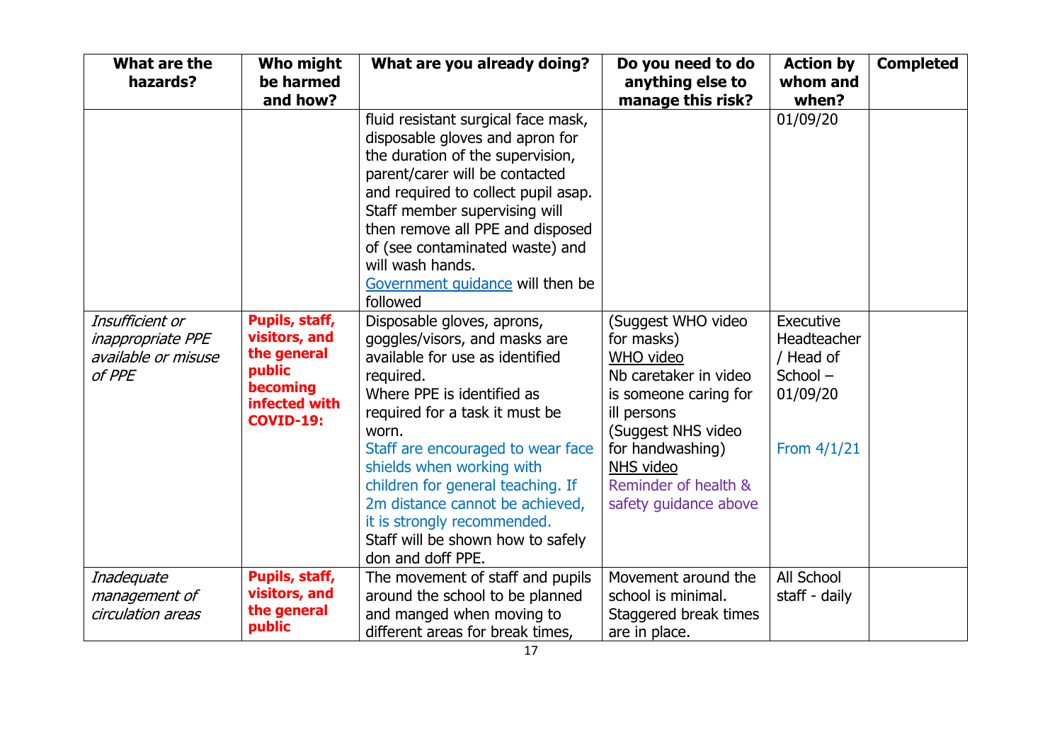| What are the hazards? | Who might be harmed and how? | What are you already doing? | Do you need to do anything else to manage this risk? | Action by whom and when? | Completed |
|---|---|---|---|---|---|
| | | fluid resistant surgical face mask, disposable gloves and apron for the duration of the supervision, parent/carer will be contacted and required to collect pupil asap. Staff member supervising will then remove all PPE and disposed of (see contaminated waste) and will wash hands. Government guidance will then be followed | | 01/09/20 | |
| *Insufficient or inappropriate PPE available or misuse of PPE* | **Pupils, staff, visitors, and the general public becoming infected with COVID-19:** | Disposable gloves, aprons, goggles/visors, and masks are available for use as identified required. Where PPE is identified as required for a task it must be worn. Staff are encouraged to wear face shields when working with children for general teaching. If 2m distance cannot be achieved, it is strongly recommended. Staff will be shown how to safely don and doff PPE. | (Suggest WHO video for masks) WHO video Nb caretaker in video is someone caring for ill persons (Suggest NHS video for handwashing) NHS video Reminder of health & safety guidance above | Executive Headteacher / Head of School – 01/09/20 From 4/1/21 | |
| *Inadequate management of circulation areas* | **Pupils, staff, visitors, and the general public** | The movement of staff and pupils around the school to be planned and manged when moving to different areas for break times, | Movement around the school is minimal. Staggered break times are in place. | All School staff - daily | |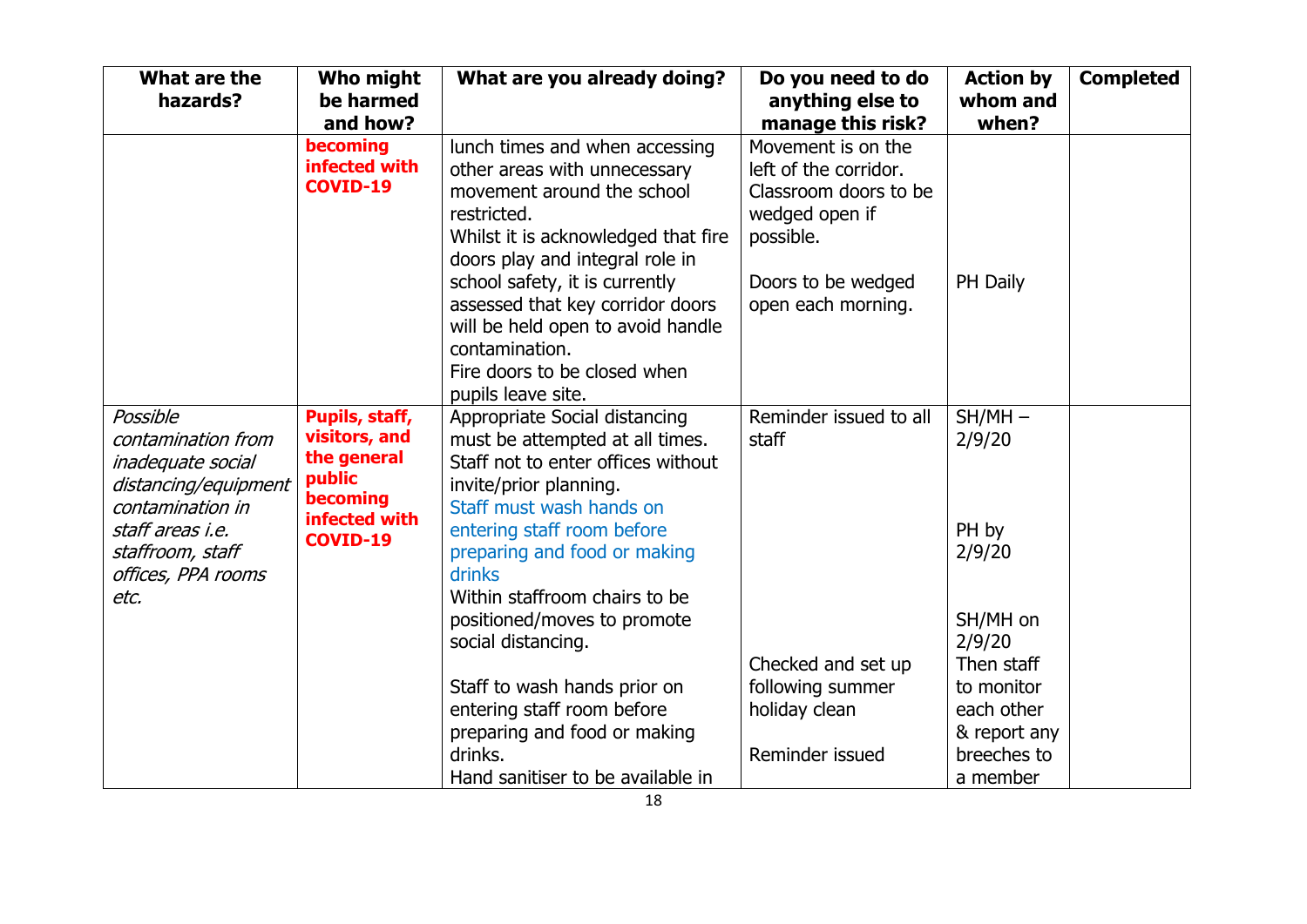| What are the hazards? | Who might be harmed and how? | What are you already doing? | Do you need to do anything else to manage this risk? | Action by whom and when? | Completed |
|---|---|---|---|---|---|
| | **becoming infected with COVID-19** | lunch times and when accessing other areas with unnecessary movement around the school restricted.<br>Whilst it is acknowledged that fire doors play and integral role in school safety, it is currently assessed that key corridor doors will be held open to avoid handle contamination.<br>Fire doors to be closed when pupils leave site. | Movement is on the left of the corridor. Classroom doors to be wedged open if possible.<br><br>Doors to be wedged open each morning. | <br><br><br><br><br>PH Daily | |
| *Possible contamination from inadequate social distancing/equipment contamination in staff areas i.e. staffroom, staff offices, PPA rooms etc.* | **Pupils, staff, visitors, and the general public becoming infected with COVID-19** | Appropriate Social distancing must be attempted at all times.<br>Staff not to enter offices without invite/prior planning.<br>Staff must wash hands on entering staff room before preparing and food or making drinks<br>Within staffroom chairs to be positioned/moves to promote social distancing.<br><br>Staff to wash hands prior on entering staff room before preparing and food or making drinks.<br>Hand sanitiser to be available in | Reminder issued to all staff<br><br><br><br><br><br><br><br><br><br>Checked and set up following summer holiday clean<br><br>Reminder issued | SH/MH – 2/9/20<br><br><br><br>PH by 2/9/20<br><br><br>SH/MH on 2/9/20<br>Then staff to monitor each other & report any breeches to a member | |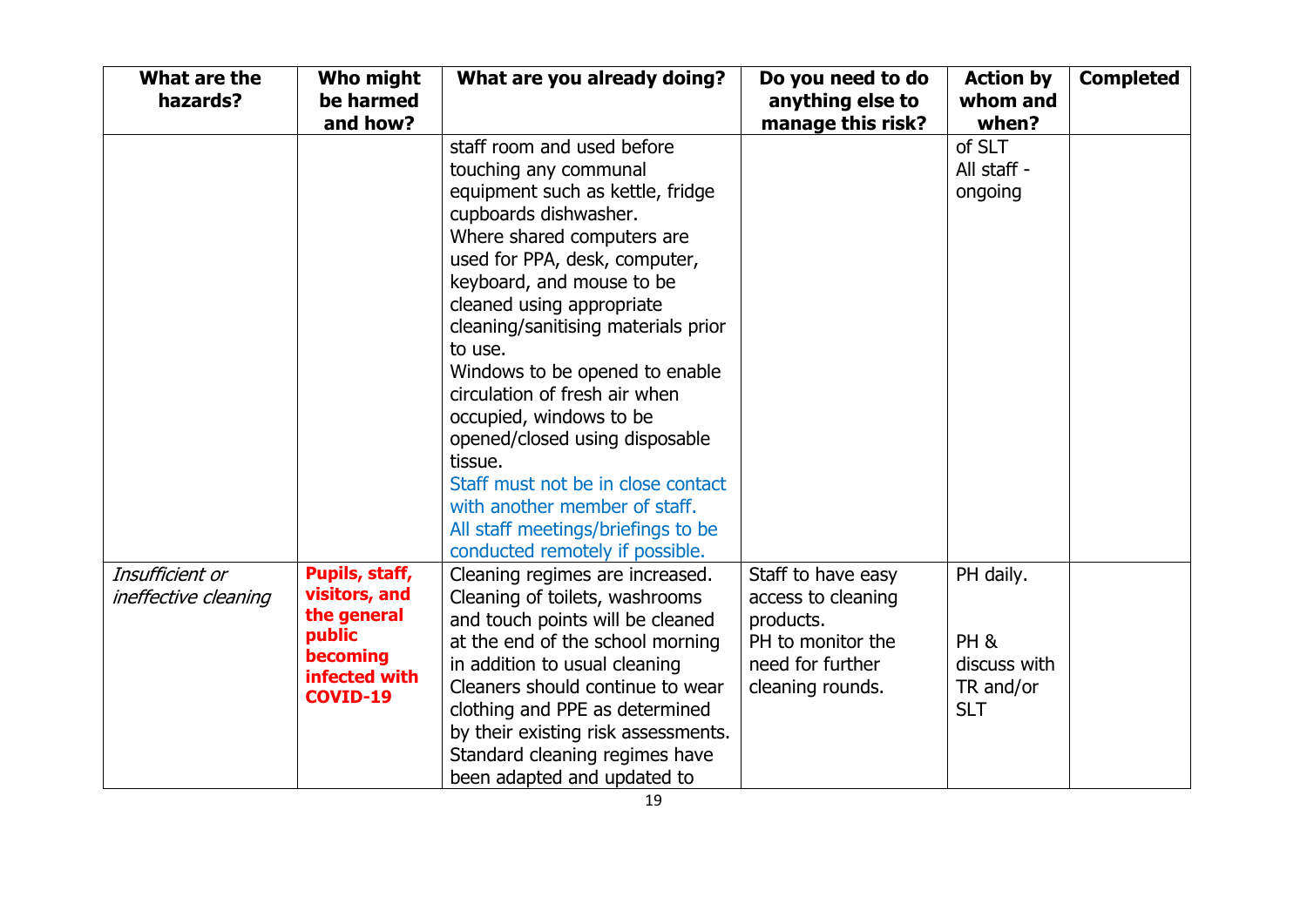| What are the hazards? | Who might be harmed and how? | What are you already doing? | Do you need to do anything else to manage this risk? | Action by whom and when? | Completed |
|---|---|---|---|---|---|
| | | staff room and used before touching any communal equipment such as kettle, fridge cupboards dishwasher.<br>Where shared computers are used for PPA, desk, computer, keyboard, and mouse to be cleaned using appropriate cleaning/sanitising materials prior to use.<br>Windows to be opened to enable circulation of fresh air when occupied, windows to be opened/closed using disposable tissue.<br>Staff must not be in close contact with another member of staff.<br>All staff meetings/briefings to be conducted remotely if possible. | | of SLT<br>All staff - ongoing | |
| *Insufficient or ineffective cleaning* | **Pupils, staff, visitors, and the general public becoming infected with COVID-19** | Cleaning regimes are increased.<br>Cleaning of toilets, washrooms and touch points will be cleaned at the end of the school morning in addition to usual cleaning<br>Cleaners should continue to wear clothing and PPE as determined by their existing risk assessments.<br>Standard cleaning regimes have been adapted and updated to | Staff to have easy access to cleaning products.<br>PH to monitor the need for further cleaning rounds. | PH daily.<br><br>PH & discuss with TR and/or SLT | |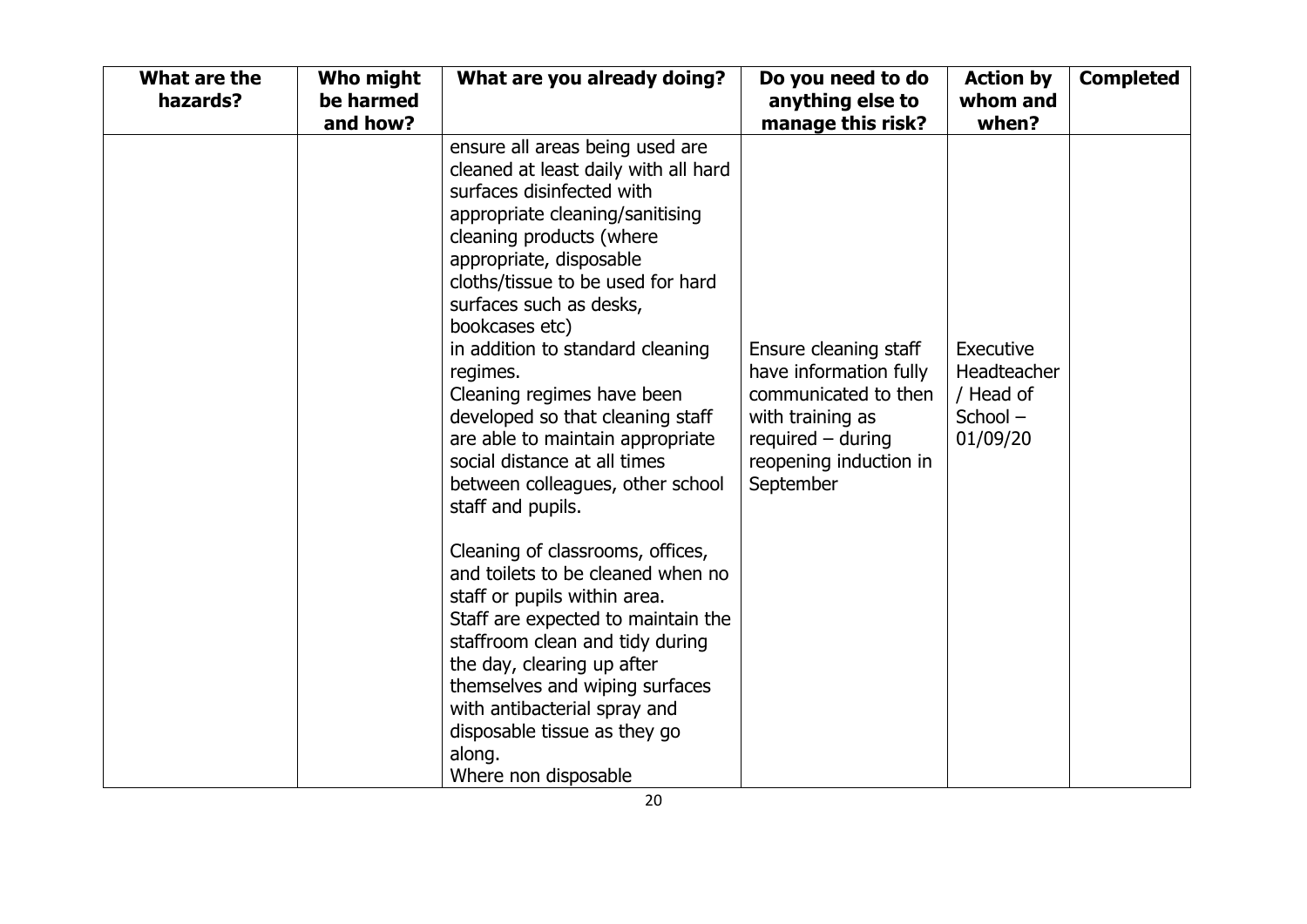| What are the hazards? | Who might be harmed and how? | What are you already doing? | Do you need to do anything else to manage this risk? | Action by whom and when? | Completed |
|---|---|---|---|---|---|
| | | ensure all areas being used are cleaned at least daily with all hard surfaces disinfected with appropriate cleaning/sanitising cleaning products (where appropriate, disposable cloths/tissue to be used for hard surfaces such as desks, bookcases etc) in addition to standard cleaning regimes. Cleaning regimes have been developed so that cleaning staff are able to maintain appropriate social distance at all times between colleagues, other school staff and pupils.<br><br>Cleaning of classrooms, offices, and toilets to be cleaned when no staff or pupils within area. Staff are expected to maintain the staffroom clean and tidy during the day, clearing up after themselves and wiping surfaces with antibacterial spray and disposable tissue as they go along. Where non disposable | Ensure cleaning staff have information fully communicated to then with training as required – during reopening induction in September | Executive Headteacher / Head of School – 01/09/20 | |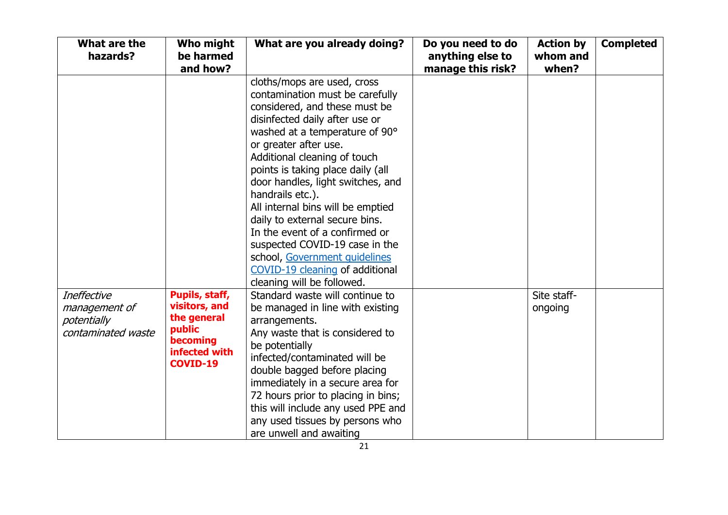| What are the hazards? | Who might be harmed and how? | What are you already doing? | Do you need to do anything else to manage this risk? | Action by whom and when? | Completed |
|---|---|---|---|---|---|
| | | cloths/mops are used, cross contamination must be carefully considered, and these must be disinfected daily after use or washed at a temperature of 90° or greater after use.<br>Additional cleaning of touch points is taking place daily (all door handles, light switches, and handrails etc.).<br>All internal bins will be emptied daily to external secure bins.<br>In the event of a confirmed or suspected COVID-19 case in the school, [Government guidelines COVID-19 cleaning]() of additional cleaning will be followed. | | | |
| *Ineffective management of potentially contaminated waste* | **Pupils, staff, visitors, and the general public becoming infected with COVID-19** | Standard waste will continue to be managed in line with existing arrangements.<br>Any waste that is considered to be potentially infected/contaminated will be double bagged before placing immediately in a secure area for 72 hours prior to placing in bins; this will include any used PPE and any used tissues by persons who are unwell and awaiting | | Site staff-ongoing | |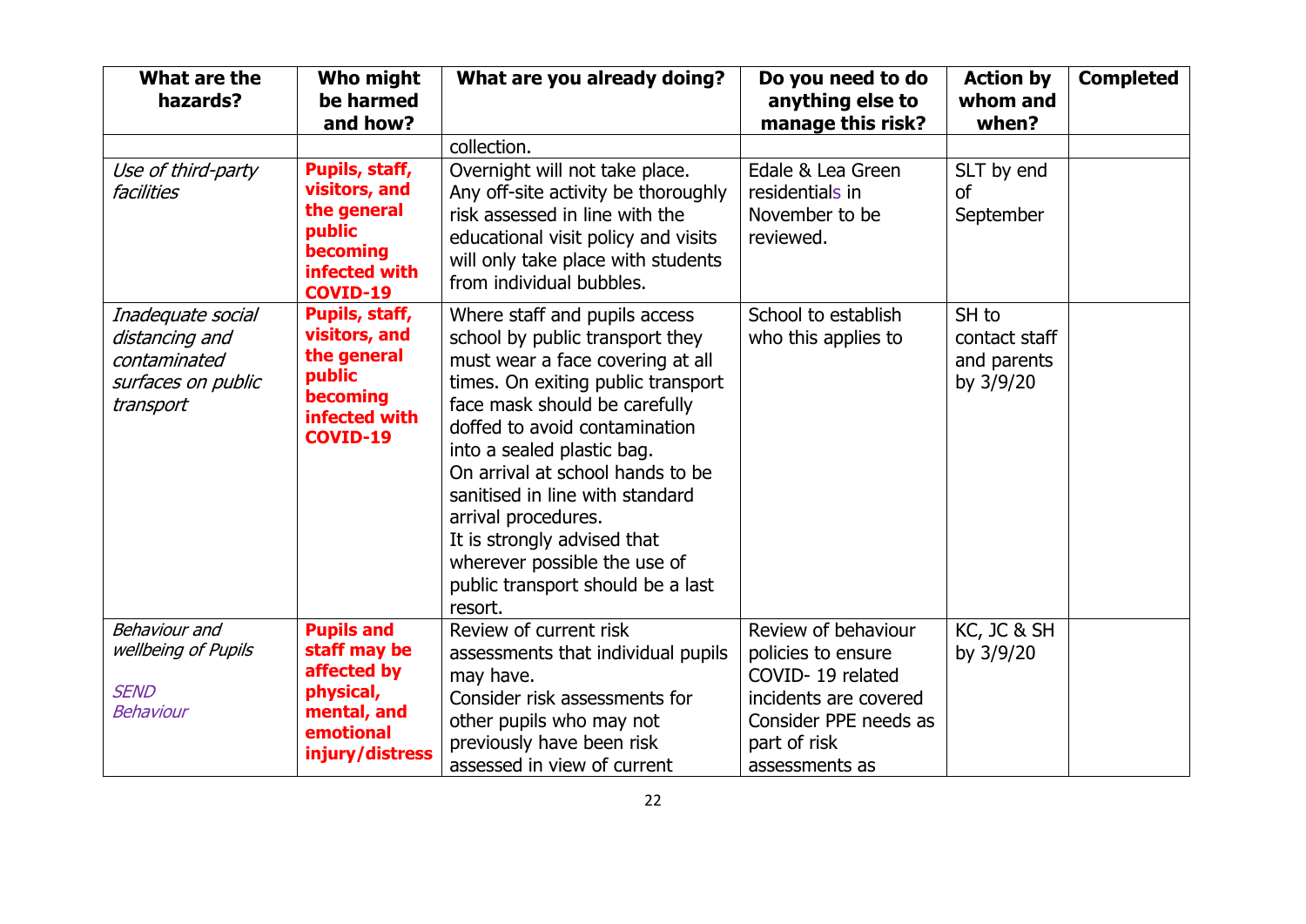| What are the hazards? | Who might be harmed and how? | What are you already doing? | Do you need to do anything else to manage this risk? | Action by whom and when? | Completed |
|---|---|---|---|---|---|
| | | collection. | | | |
| *Use of third-party facilities* | **Pupils, staff, visitors, and the general public becoming infected with COVID-19** | Overnight will not take place. Any off-site activity be thoroughly risk assessed in line with the educational visit policy and visits will only take place with students from individual bubbles. | Edale & Lea Green residentials in November to be reviewed. | SLT by end of September | |
| *Inadequate social distancing and contaminated surfaces on public transport* | **Pupils, staff, visitors, and the general public becoming infected with COVID-19** | Where staff and pupils access school by public transport they must wear a face covering at all times. On exiting public transport face mask should be carefully doffed to avoid contamination into a sealed plastic bag.<br>On arrival at school hands to be sanitised in line with standard arrival procedures.<br>It is strongly advised that wherever possible the use of public transport should be a last resort. | School to establish who this applies to | SH to contact staff and parents by 3/9/20 | |
| *Behaviour and wellbeing of Pupils*<br><br>*SEND*<br>*Behaviour* | **Pupils and staff may be affected by physical, mental, and emotional injury/distress** | Review of current risk assessments that individual pupils may have.<br>Consider risk assessments for other pupils who may not previously have been risk assessed in view of current | Review of behaviour policies to ensure COVID- 19 related incidents are covered<br>Consider PPE needs as part of risk assessments as | KC, JC & SH by 3/9/20 | |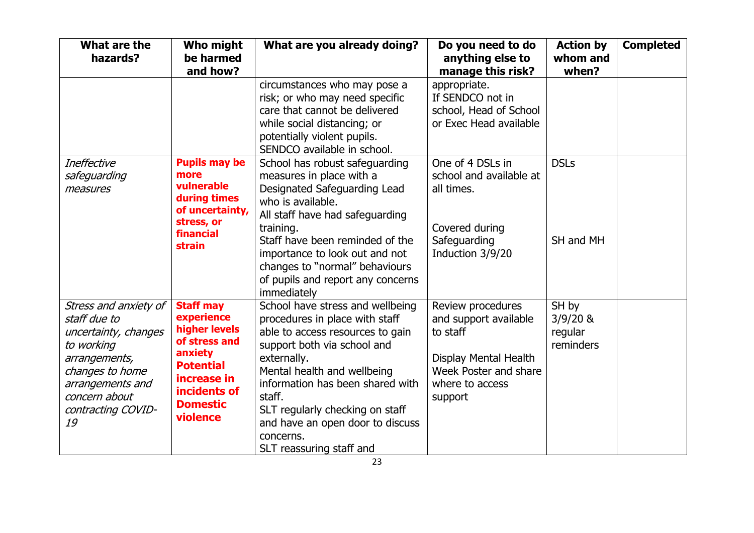| What are the hazards? | Who might be harmed and how? | What are you already doing? | Do you need to do anything else to manage this risk? | Action by whom and when? | Completed |
|---|---|---|---|---|---|
| | | circumstances who may pose a risk; or who may need specific care that cannot be delivered while social distancing; or potentially violent pupils. SENDCO available in school. | appropriate. If SENDCO not in school, Head of School or Exec Head available | | |
| *Ineffective safeguarding measures* | **Pupils may be more vulnerable during times of uncertainty, stress, or financial strain** | School has robust safeguarding measures in place with a Designated Safeguarding Lead who is available. All staff have had safeguarding training. Staff have been reminded of the importance to look out and not changes to "normal" behaviours of pupils and report any concerns immediately | One of 4 DSLs in school and available at all times. Covered during Safeguarding Induction 3/9/20 | DSLs SH and MH | |
| *Stress and anxiety of staff due to uncertainty, changes to working arrangements, changes to home arrangements and concern about contracting COVID-19* | **Staff may experience higher levels of stress and anxiety Potential increase in incidents of Domestic violence** | School have stress and wellbeing procedures in place with staff able to access resources to gain support both via school and externally. Mental health and wellbeing information has been shared with staff. SLT regularly checking on staff and have an open door to discuss concerns. SLT reassuring staff and | Review procedures and support available to staff Display Mental Health Week Poster and share where to access support | SH by 3/9/20 & regular reminders | |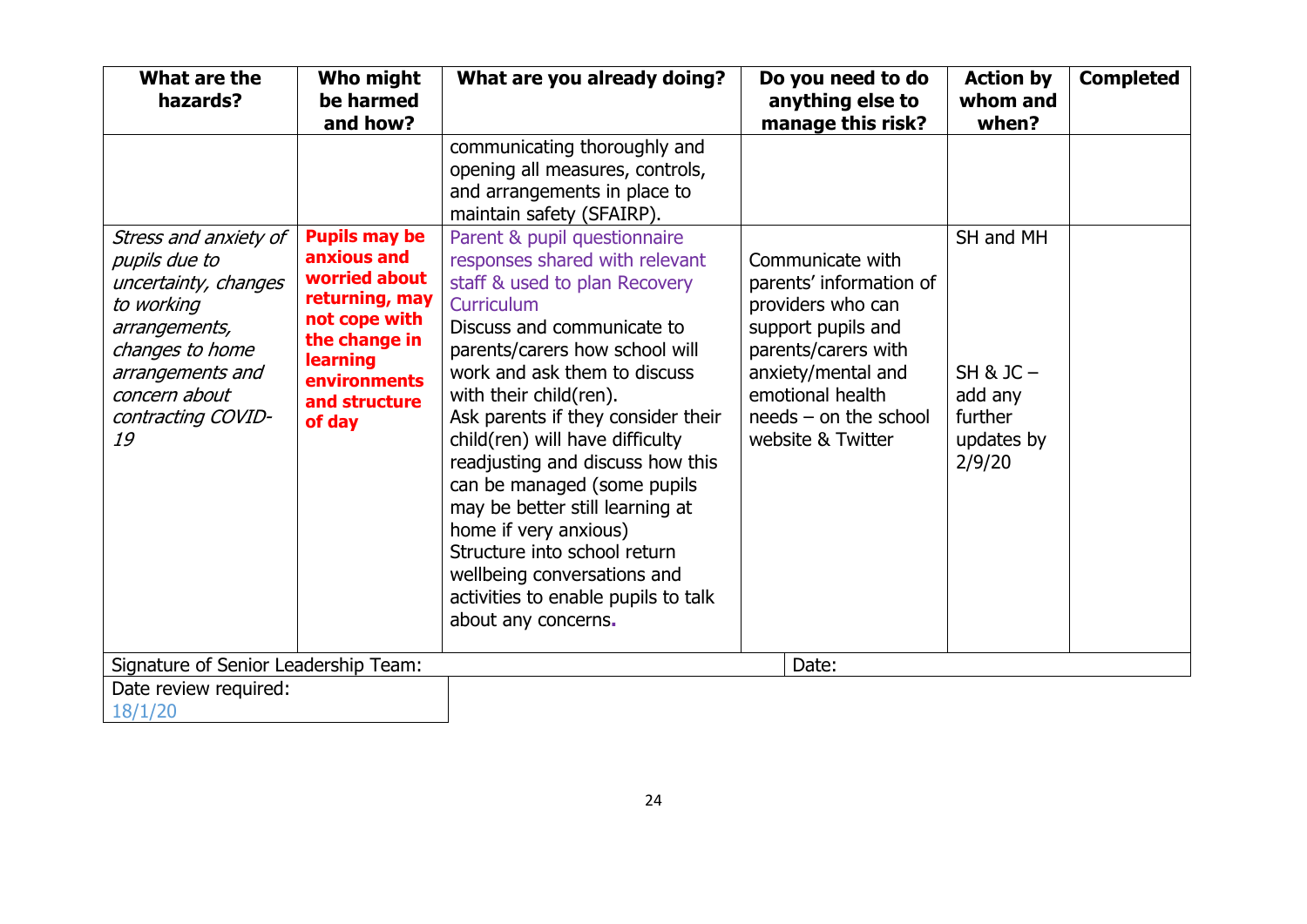| What are the hazards? | Who might be harmed and how? | What are you already doing? | Do you need to do anything else to manage this risk? | Action by whom and when? | Completed |
|---|---|---|---|---|---|
| | | communicating thoroughly and opening all measures, controls, and arrangements in place to maintain safety (SFAIRP). | | | |
| *Stress and anxiety of pupils due to uncertainty, changes to working arrangements, changes to home arrangements and concern about contracting COVID-19* | **Pupils may be anxious and worried about returning, may not cope with the change in learning environments and structure of day** | Parent & pupil questionnaire responses shared with relevant staff & used to plan Recovery Curriculum<br>Discuss and communicate to parents/carers how school will work and ask them to discuss with their child(ren).<br>Ask parents if they consider their child(ren) will have difficulty readjusting and discuss how this can be managed (some pupils may be better still learning at home if very anxious)<br>Structure into school return wellbeing conversations and activities to enable pupils to talk about any concerns. | Communicate with parents' information of providers who can support pupils and parents/carers with anxiety/mental and emotional health needs – on the school website & Twitter | SH and MH<br><br>SH & JC – add any further updates by 2/9/20 | |

| Signature of Senior Leadership Team: | Date: |
|---|---|

Date review required:
18/1/20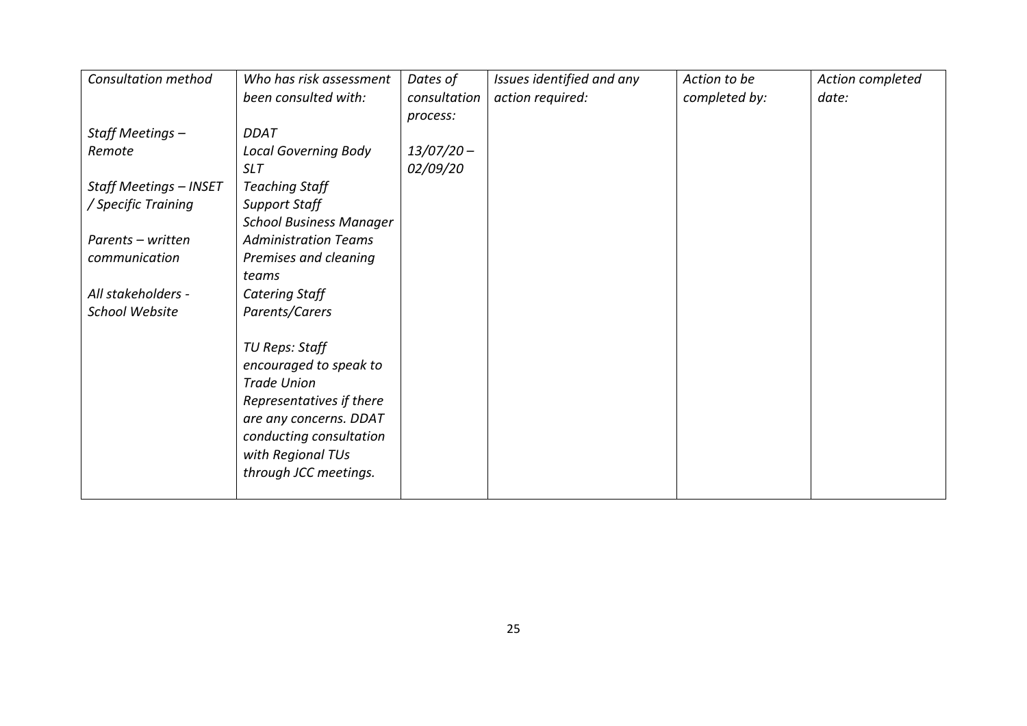| *Consultation method* | *Who has risk assessment been consulted with:* | *Dates of consultation process:* | *Issues identified and any action required:* | *Action to be completed by:* | *Action completed date:* |
|---|---|---|---|---|---|
| *Staff Meetings – Remote*<br><br>*Staff Meetings – INSET / Specific Training*<br><br>*Parents – written communication*<br><br>*All stakeholders - School Website* | *DDAT*<br>*Local Governing Body*<br>*SLT*<br>*Teaching Staff*<br>*Support Staff*<br>*School Business Manager*<br>*Administration Teams*<br>*Premises and cleaning teams*<br>*Catering Staff*<br>*Parents/Carers*<br><br>*TU Reps: Staff encouraged to speak to Trade Union Representatives if there are any concerns. DDAT conducting consultation with Regional TUs through JCC meetings.* | *13/07/20 – 02/09/20* | | | |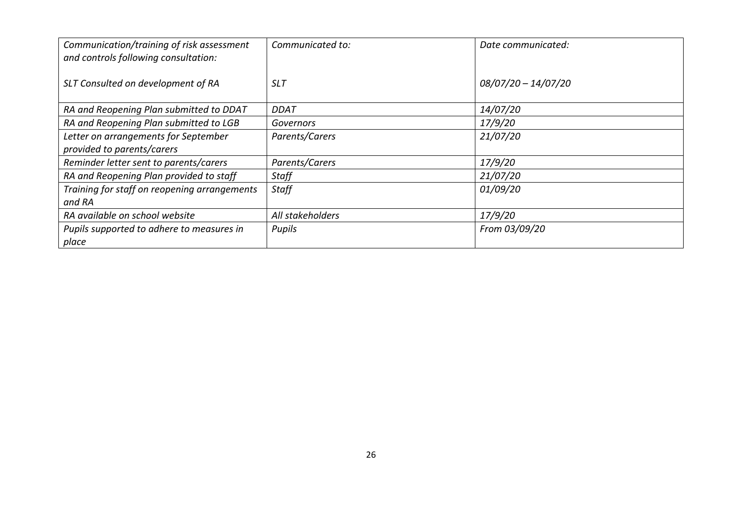| *Communication/training of risk assessment and controls following consultation:*<br><br>*SLT Consulted on development of RA* | *Communicated to:*<br><br>*SLT* | *Date communicated:*<br><br>*08/07/20 – 14/07/20* |
|---|---|---|
| *RA and Reopening Plan submitted to DDAT* | *DDAT* | *14/07/20* |
| *RA and Reopening Plan submitted to LGB* | *Governors* | *17/9/20* |
| *Letter on arrangements for September provided to parents/carers* | *Parents/Carers* | *21/07/20* |
| *Reminder letter sent to parents/carers* | *Parents/Carers* | *17/9/20* |
| *RA and Reopening Plan provided to staff* | *Staff* | *21/07/20* |
| *Training for staff on reopening arrangements and RA* | *Staff* | *01/09/20* |
| *RA available on school website* | *All stakeholders* | *17/9/20* |
| *Pupils supported to adhere to measures in place* | *Pupils* | *From 03/09/20* |